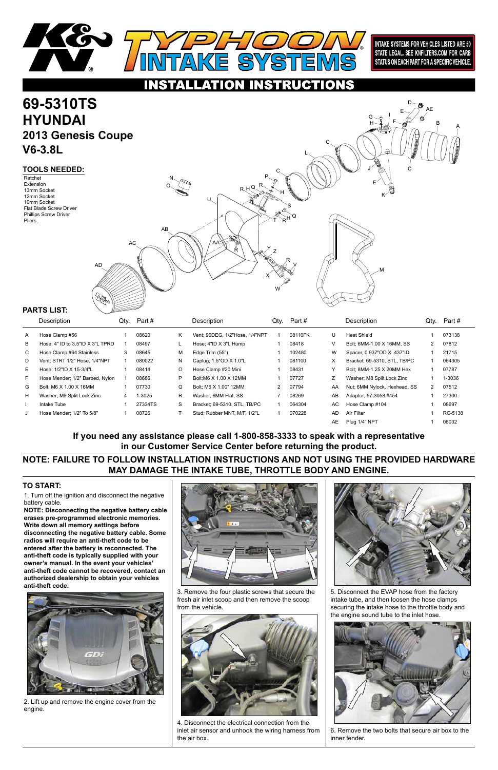# K&N TYPHOON INTAKE SYSTEMS

INTAKE SYSTEMS FOR VEHICLES LISTED ARE 50 STATE LEGAL. SEE KNFILTERS.COM FOR CARB STATUS ON EACH PART FOR A SPECIFIC VEHICLE.

## INSTALLATION INSTRUCTIONS

# 69-5310TS
# HYUNDAI
## 2013 Genesis Coupe
## V6-3.8L

### TOOLS NEEDED:

Ratchet
Extension
13mm Socket
12mm Socket
10mm Socket
Flat Blade Screw Driver
Phillips Screw Driver
Pliers.

### PARTS LIST:

| | Description | Qty. | Part # | | Description | Qty. | Part # | | Description | Qty. | Part # |
|---|---|---|---|---|---|---|---|---|---|---|---|
| A | Hose Clamp #56 | 1 | 08620 | K | Vent; 90DEG, 1/2"Hose, 1/4"NPT | 1 | 08110FK | U | Heat Shield | 1 | 073138 |
| B | Hose; 4" ID to 3.5"ID X 3"L TPRD | 1 | 08497 | L | Hose; 4"ID X 3"L Hump | 1 | 08418 | V | Bolt; 6MM-1.00 X 16MM, SS | 2 | 07812 |
| C | Hose Clamp #64 Stainless | 3 | 08645 | M | Edge Trim (55") | 1 | 102480 | W | Spacer, 0.937"OD X .437"ID | 1 | 21715 |
| D | Vent; STRT 1/2" Hose, 1/4"NPT | 1 | 080022 | N | Caplug; 1.5"OD X 1.0"L | 1 | 081100 | X | Bracket; 69-5310, STL, TB/PC | 1 | 064305 |
| E | Hose; 1/2"ID X 15-3/4"L | 1 | 08414 | O | Hose Clamp #20 Mini | 1 | 08431 | Y | Bolt; 8MM-1.25 X 20MM Hex | 1 | 07787 |
| F | Hose Mender; 1/2" Barbed, Nylon | 1 | 08686 | P | Bolt;M6 X 1.00 X 12MM | 1 | 07727 | Z | Washer; M8 Split Lock Zinc | 1 | 1-3036 |
| G | Bolt; M6 X 1.00 X 16MM | 1 | 07730 | Q | Bolt; M6 X 1.00" 12MM | 2 | 07794 | AA | Nut; 6MM Nylock, Hexhead, SS | 2 | 07512 |
| H | Washer; M6 Split Lock Zinc | 4 | 1-3025 | R | Washer, 6MM Flat, SS | 7 | 08269 | AB | Adaptor; 57-3058 #454 | 1 | 27300 |
| I | Intake Tube | 1 | 27334TS | S | Bracket; 69-5310, STL, TB/PC | 1 | 064304 | AC | Hose Clamp #104 | 1 | 08697 |
| J | Hose Mender; 1/2" To 5/8" | 1 | 08726 | T | Stud; Rubber MNT, M/F, 1/2"L | 1 | 070228 | AD | Air Filter | 1 | RC-5138 |
| | | | | | | | | AE | Plug 1/4" NPT | 1 | 08032 |

**If you need any assistance please call 1-800-858-3333 to speak with a representative in our Customer Service Center before returning the product.**

**NOTE: FAILURE TO FOLLOW INSTALLATION INSTRUCTIONS AND NOT USING THE PROVIDED HARDWARE MAY DAMAGE THE INTAKE TUBE, THROTTLE BODY AND ENGINE.**

### TO START:

1. Turn off the ignition and disconnect the negative battery cable.

**NOTE: Disconnecting the negative battery cable erases pre-programmed electronic memories. Write down all memory settings before disconnecting the negative battery cable. Some radios will require an anti-theft code to be entered after the battery is reconnected. The anti-theft code is typically supplied with your owner's manual. In the event your vehicles' anti-theft code cannot be recovered, contact an authorized dealership to obtain your vehicles anti-theft code.**

2. Lift up and remove the engine cover from the engine.

3. Remove the four plastic screws that secure the fresh air inlet scoop and then remove the scoop from the vehicle.

4. Disconnect the electrical connection from the inlet air sensor and unhook the wiring harness from the air box.

5. Disconnect the EVAP hose from the factory intake tube, and then loosen the hose clamps securing the intake hose to the throttle body and the engine sound tube to the inlet hose.

6. Remove the two bolts that secure air box to the inner fender.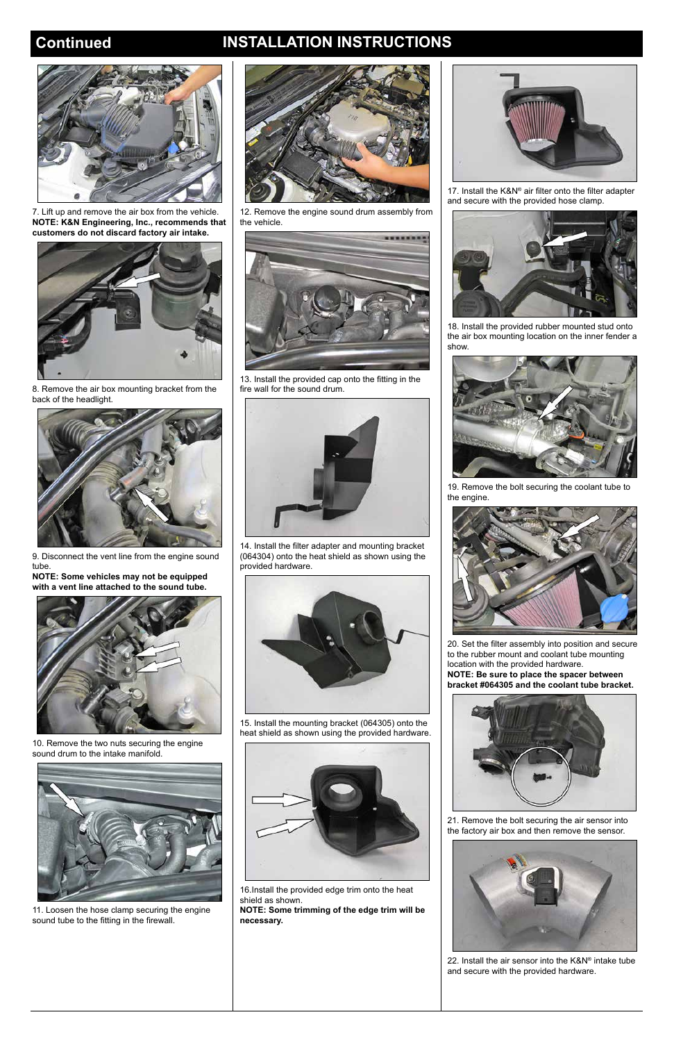## Continued INSTALLATION INSTRUCTIONS

7. Lift up and remove the air box from the vehicle.
**NOTE: K&N Engineering, Inc., recommends that customers do not discard factory air intake.**

8. Remove the air box mounting bracket from the back of the headlight.

9. Disconnect the vent line from the engine sound tube.
**NOTE: Some vehicles may not be equipped with a vent line attached to the sound tube.**

10. Remove the two nuts securing the engine sound drum to the intake manifold.

11. Loosen the hose clamp securing the engine sound tube to the fitting in the firewall.

12. Remove the engine sound drum assembly from the vehicle.

13. Install the provided cap onto the fitting in the fire wall for the sound drum.

14. Install the filter adapter and mounting bracket (064304) onto the heat shield as shown using the provided hardware.

15. Install the mounting bracket (064305) onto the heat shield as shown using the provided hardware.

16.Install the provided edge trim onto the heat shield as shown.
**NOTE: Some trimming of the edge trim will be necessary.**

17. Install the K&N® air filter onto the filter adapter and secure with the provided hose clamp.

18. Install the provided rubber mounted stud onto the air box mounting location on the inner fender a show.

19. Remove the bolt securing the coolant tube to the engine.

20. Set the filter assembly into position and secure to the rubber mount and coolant tube mounting location with the provided hardware.
**NOTE: Be sure to place the spacer between bracket #064305 and the coolant tube bracket.**

21. Remove the bolt securing the air sensor into the factory air box and then remove the sensor.

22. Install the air sensor into the K&N® intake tube and secure with the provided hardware.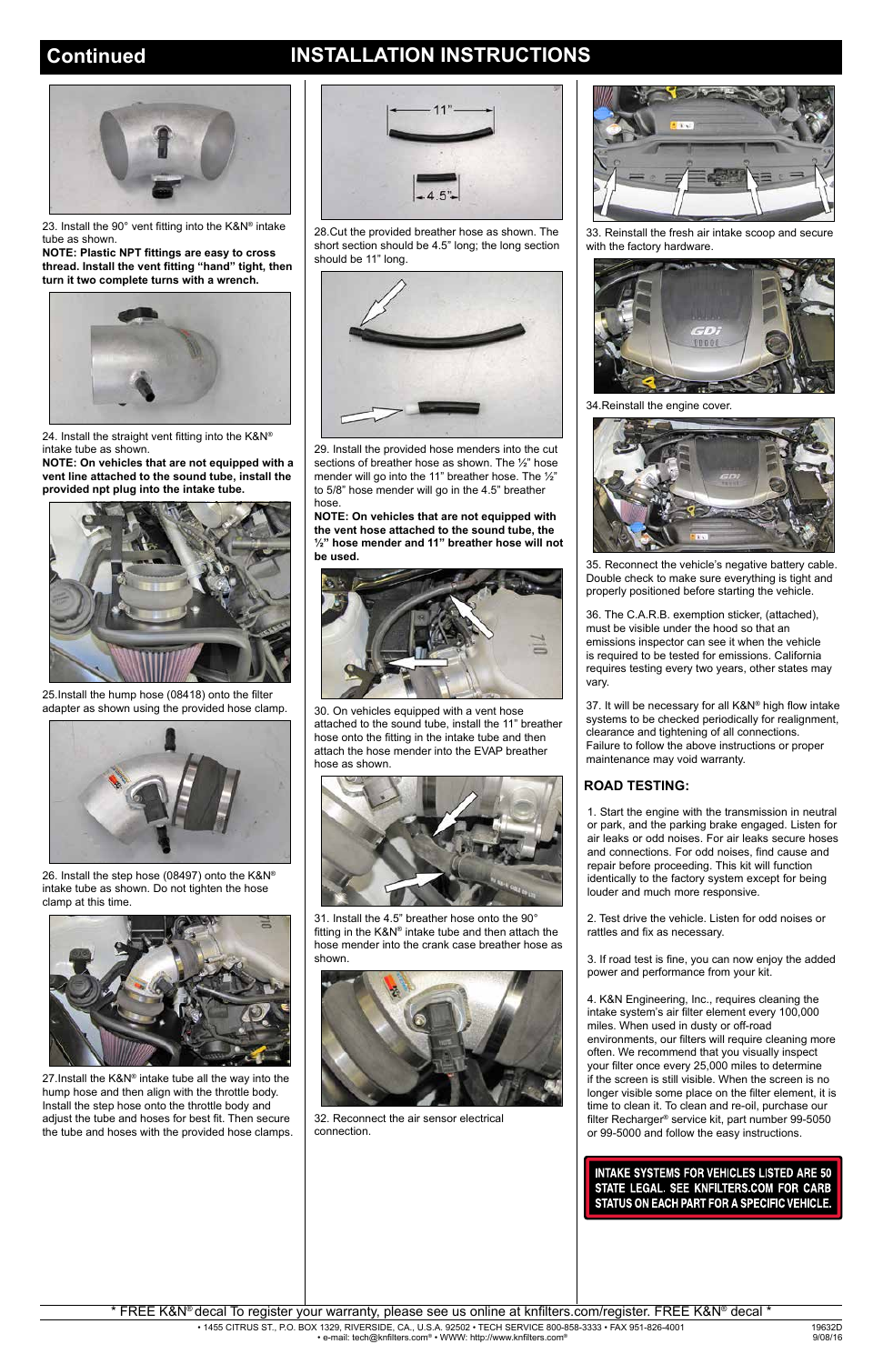## Continued

# INSTALLATION INSTRUCTIONS

23. Install the 90° vent fitting into the K&N® intake tube as shown.
**NOTE: Plastic NPT fittings are easy to cross thread. Install the vent fitting "hand" tight, then turn it two complete turns with a wrench.**

24. Install the straight vent fitting into the K&N® intake tube as shown.
**NOTE: On vehicles that are not equipped with a vent line attached to the sound tube, install the provided npt plug into the intake tube.**

25.Install the hump hose (08418) onto the filter adapter as shown using the provided hose clamp.

26. Install the step hose (08497) onto the K&N® intake tube as shown. Do not tighten the hose clamp at this time.

27.Install the K&N® intake tube all the way into the hump hose and then align with the throttle body. Install the step hose onto the throttle body and adjust the tube and hoses for best fit. Then secure the tube and hoses with the provided hose clamps.

11"

4.5"

28.Cut the provided breather hose as shown. The short section should be 4.5" long; the long section should be 11" long.

29. Install the provided hose menders into the cut sections of breather hose as shown. The ½" hose mender will go into the 11" breather hose. The ½" to 5/8" hose mender will go in the 4.5" breather hose.
**NOTE: On vehicles that are not equipped with the vent hose attached to the sound tube, the ½" hose mender and 11" breather hose will not be used.**

30. On vehicles equipped with a vent hose attached to the sound tube, install the 11" breather hose onto the fitting in the intake tube and then attach the hose mender into the EVAP breather hose as shown.

31. Install the 4.5" breather hose onto the 90° fitting in the K&N® intake tube and then attach the hose mender into the crank case breather hose as shown.

32. Reconnect the air sensor electrical connection.

33. Reinstall the fresh air intake scoop and secure with the factory hardware.

34.Reinstall the engine cover.

35. Reconnect the vehicle's negative battery cable. Double check to make sure everything is tight and properly positioned before starting the vehicle.

36. The C.A.R.B. exemption sticker, (attached), must be visible under the hood so that an emissions inspector can see it when the vehicle is required to be tested for emissions. California requires testing every two years, other states may vary.

37. It will be necessary for all K&N® high flow intake systems to be checked periodically for realignment, clearance and tightening of all connections. Failure to follow the above instructions or proper maintenance may void warranty.

### ROAD TESTING:

1. Start the engine with the transmission in neutral or park, and the parking brake engaged. Listen for air leaks or odd noises. For air leaks secure hoses and connections. For odd noises, find cause and repair before proceeding. This kit will function identically to the factory system except for being louder and much more responsive.

2. Test drive the vehicle. Listen for odd noises or rattles and fix as necessary.

3. If road test is fine, you can now enjoy the added power and performance from your kit.

4. K&N Engineering, Inc., requires cleaning the intake system's air filter element every 100,000 miles. When used in dusty or off-road environments, our filters will require cleaning more often. We recommend that you visually inspect your filter once every 25,000 miles to determine if the screen is still visible. When the screen is no longer visible some place on the filter element, it is time to clean it. To clean and re-oil, purchase our filter Recharger® service kit, part number 99-5050 or 99-5000 and follow the easy instructions.

**INTAKE SYSTEMS FOR VEHICLES LISTED ARE 50 STATE LEGAL. SEE KNFILTERS.COM FOR CARB STATUS ON EACH PART FOR A SPECIFIC VEHICLE.**

* FREE K&N® decal To register your warranty, please see us online at knfilters.com/register. FREE K&N® decal *

• 1455 CITRUS ST., P.O. BOX 1329, RIVERSIDE, CA., U.S.A. 92502 • TECH SERVICE 800-858-3333 • FAX 951-826-4001
• e-mail: tech@knfilters.com® • WWW: http://www.knfilters.com®

19632D
9/08/16